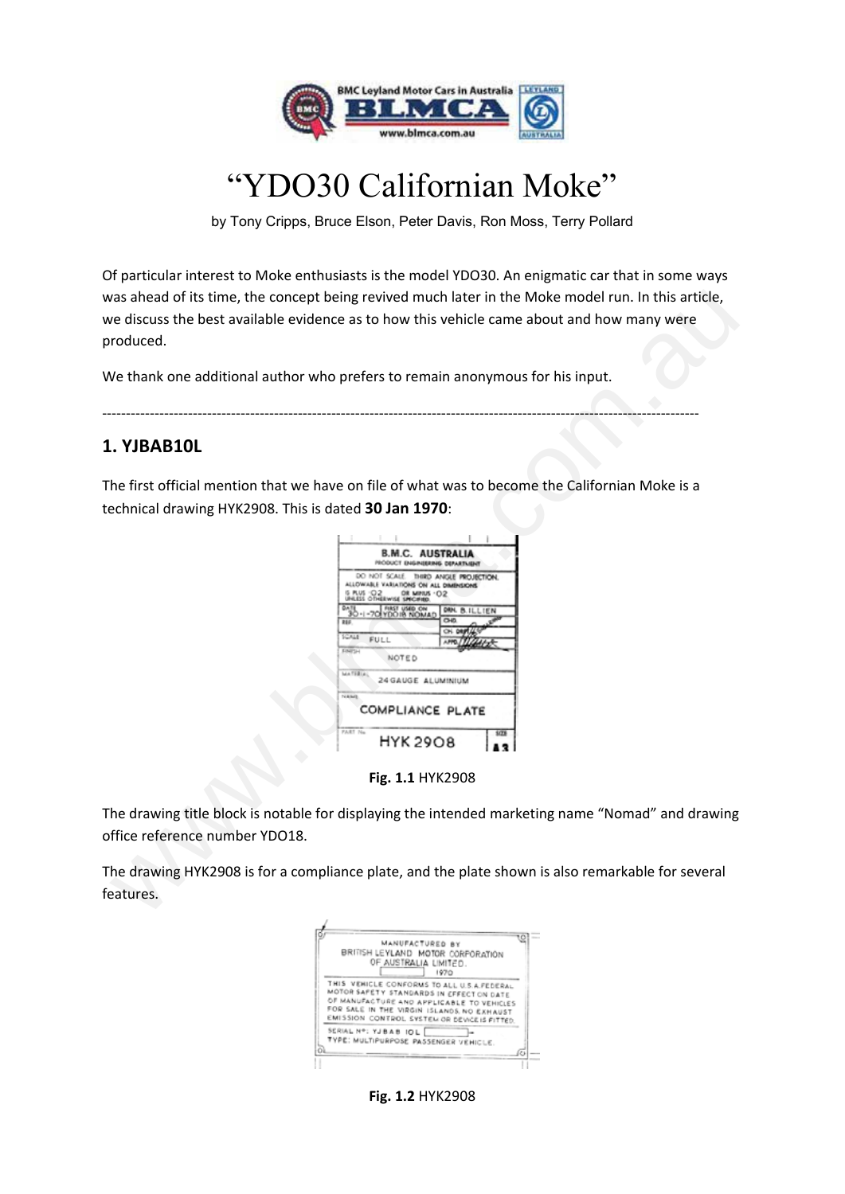# "YDO30 Californian Moke"

by Tony Cripps, Bruce Elson, Peter Davis, Ron Moss, Terry Pollard

Of particular interest to Moke enthusiasts is the model YDO30. An enigmatic car that in some ways was ahead of its time, the concept being revived much later in the Moke model run. In this article, we discuss the best available evidence as to how this vehicle came about and how many were produced.

We thank one additional author who prefers to remain anonymous for his input.

---

## 1. YJBAB10L

The first official mention that we have on file of what was to become the Californian Moke is a technical drawing HYK2908. This is dated **30 Jan 1970**:

**Fig. 1.1** HYK2908

The drawing title block is notable for displaying the intended marketing name "Nomad" and drawing office reference number YDO18.

The drawing HYK2908 is for a compliance plate, and the plate shown is also remarkable for several features.

**Fig. 1.2** HYK2908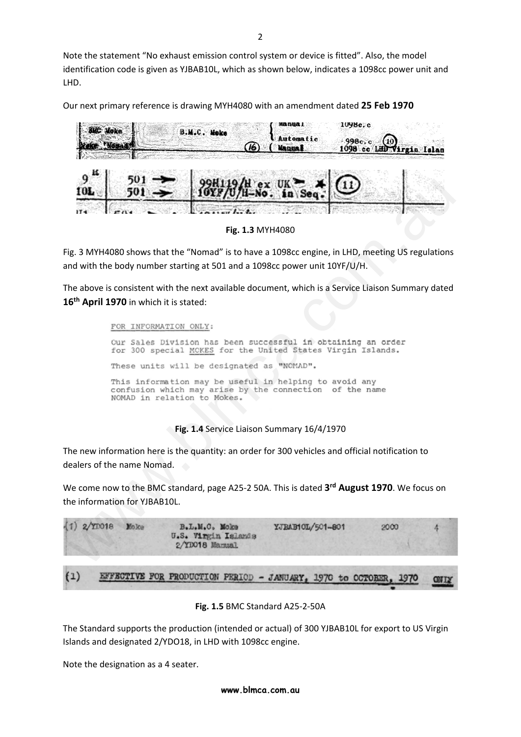Note the statement “No exhaust emission control system or device is fitted”. Also, the model identification code is given as YJBAB10L, which as shown below, indicates a 1098cc power unit and LHD.

Our next primary reference is drawing MYH4080 with an amendment dated **25 Feb 1970**

| BMC Moke | B.M.C. Moke | | Manual | 1098c.c |
|---|---|---|---|---|
| Moke "Nomad" | | (16) | Automatic / Manual | 998c.c (10) 1098 cc LHD Virgin Islan |

| 9 K | 501 → | 99H119/H ex UK → * | (11) | |
|---|---|---|---|---|
| 10L | 501 → | 10YF/U/H-No. in Seq. | | |

**Fig. 1.3** MYH4080

Fig. 3 MYH4080 shows that the “Nomad” is to have a 1098cc engine, in LHD, meeting US regulations and with the body number starting at 501 and a 1098cc power unit 10YF/U/H.

The above is consistent with the next available document, which is a Service Liaison Summary dated **16th April 1970** in which it is stated:

> FOR INFORMATION ONLY:
>
> Our Sales Division has been successful in obtaining an order for 300 special MOKES for the United States Virgin Islands.
>
> These units will be designated as "NOMAD".
>
> This information may be useful in helping to avoid any confusion which may arise by the connection of the name NOMAD in relation to Mokes.

**Fig. 1.4** Service Liaison Summary 16/4/1970

The new information here is the quantity: an order for 300 vehicles and official notification to dealers of the name Nomad.

We come now to the BMC standard, page A25-2 50A. This is dated **3rd August 1970**. We focus on the information for YJBAB10L.

| (1) 2/YD018 | Moke | B.L.M.C. Moke U.S. Virgin Islands 2/YD018 Manual | YJBAB10L/501-801 | 2000 | 4 |
|---|---|---|---|---|---|

(1) EFFECTIVE FOR PRODUCTION PERIOD - JANUARY, 1970 to OCTOBER, 1970 ONLY

**Fig. 1.5** BMC Standard A25-2-50A

The Standard supports the production (intended or actual) of 300 YJBAB10L for export to US Virgin Islands and designated 2/YDO18, in LHD with 1098cc engine.

Note the designation as a 4 seater.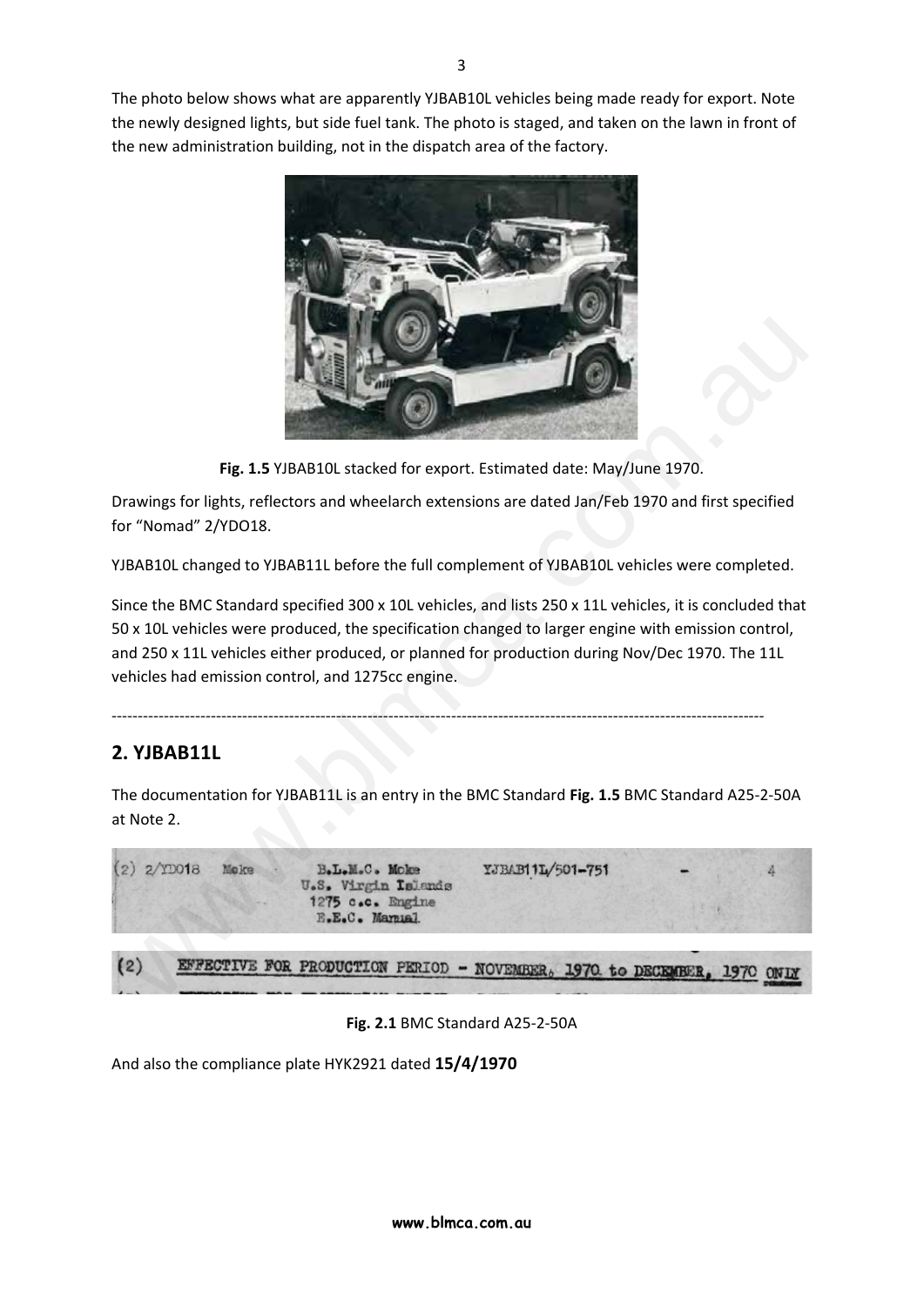The photo below shows what are apparently YJBAB10L vehicles being made ready for export. Note the newly designed lights, but side fuel tank. The photo is staged, and taken on the lawn in front of the new administration building, not in the dispatch area of the factory.

**Fig. 1.5** YJBAB10L stacked for export. Estimated date: May/June 1970.

Drawings for lights, reflectors and wheelarch extensions are dated Jan/Feb 1970 and first specified for "Nomad" 2/YDO18.

YJBAB10L changed to YJBAB11L before the full complement of YJBAB10L vehicles were completed.

Since the BMC Standard specified 300 x 10L vehicles, and lists 250 x 11L vehicles, it is concluded that 50 x 10L vehicles were produced, the specification changed to larger engine with emission control, and 250 x 11L vehicles either produced, or planned for production during Nov/Dec 1970. The 11L vehicles had emission control, and 1275cc engine.

---

## 2. YJBAB11L

The documentation for YJBAB11L is an entry in the BMC Standard **Fig. 1.5** BMC Standard A25-2-50A at Note 2.

| | | | | | |
|---|---|---|---|---|---|
| (2) 2/YDO18 | Moke | B.L.M.C. Moke U.S. Virgin Islands 1275 c.c. Engine E.E.C. Manual | YJBAB11L/501-751 | - | 4 |

(2) EFFECTIVE FOR PRODUCTION PERIOD - NOVEMBER, 1970 to DECEMBER, 1970 ONLY

**Fig. 2.1** BMC Standard A25-2-50A

And also the compliance plate HYK2921 dated **15/4/1970**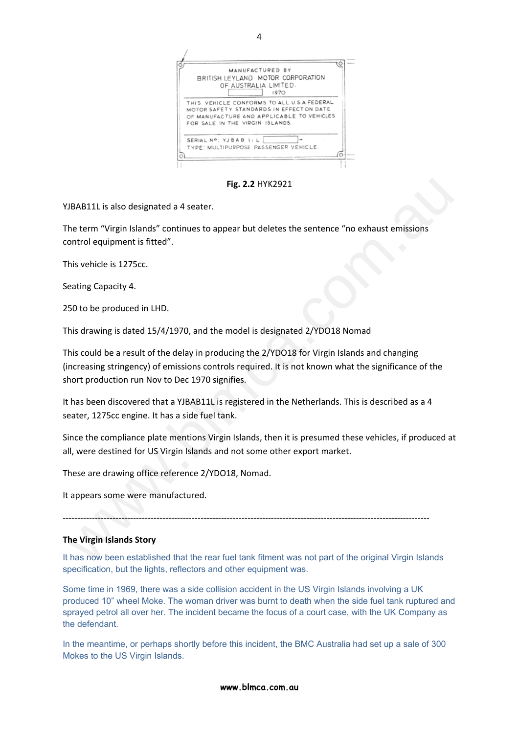MANUFACTURED BY
BRITISH LEYLAND MOTOR CORPORATION
OF AUSTRALIA LIMITED.
1970

THIS VEHICLE CONFORMS TO ALL U.S.A FEDERAL MOTOR SAFETY STANDARDS IN EFFECT ON DATE OF MANUFACTURE AND APPLICABLE TO VEHICLES FOR SALE IN THE VIRGIN ISLANDS.

SERIAL Nº: YJBAB11L
TYPE: MULTIPURPOSE PASSENGER VEHICLE

**Fig. 2.2** HYK2921

YJBAB11L is also designated a 4 seater.

The term "Virgin Islands" continues to appear but deletes the sentence "no exhaust emissions control equipment is fitted".

This vehicle is 1275cc.

Seating Capacity 4.

250 to be produced in LHD.

This drawing is dated 15/4/1970, and the model is designated 2/YDO18 Nomad

This could be a result of the delay in producing the 2/YDO18 for Virgin Islands and changing (increasing stringency) of emissions controls required. It is not known what the significance of the short production run Nov to Dec 1970 signifies.

It has been discovered that a YJBAB11L is registered in the Netherlands. This is described as a 4 seater, 1275cc engine. It has a side fuel tank.

Since the compliance plate mentions Virgin Islands, then it is presumed these vehicles, if produced at all, were destined for US Virgin Islands and not some other export market.

These are drawing office reference 2/YDO18, Nomad.

It appears some were manufactured.

---

**The Virgin Islands Story**

It has now been established that the rear fuel tank fitment was not part of the original Virgin Islands specification, but the lights, reflectors and other equipment was.

Some time in 1969, there was a side collision accident in the US Virgin Islands involving a UK produced 10" wheel Moke. The woman driver was burnt to death when the side fuel tank ruptured and sprayed petrol all over her. The incident became the focus of a court case, with the UK Company as the defendant.

In the meantime, or perhaps shortly before this incident, the BMC Australia had set up a sale of 300 Mokes to the US Virgin Islands.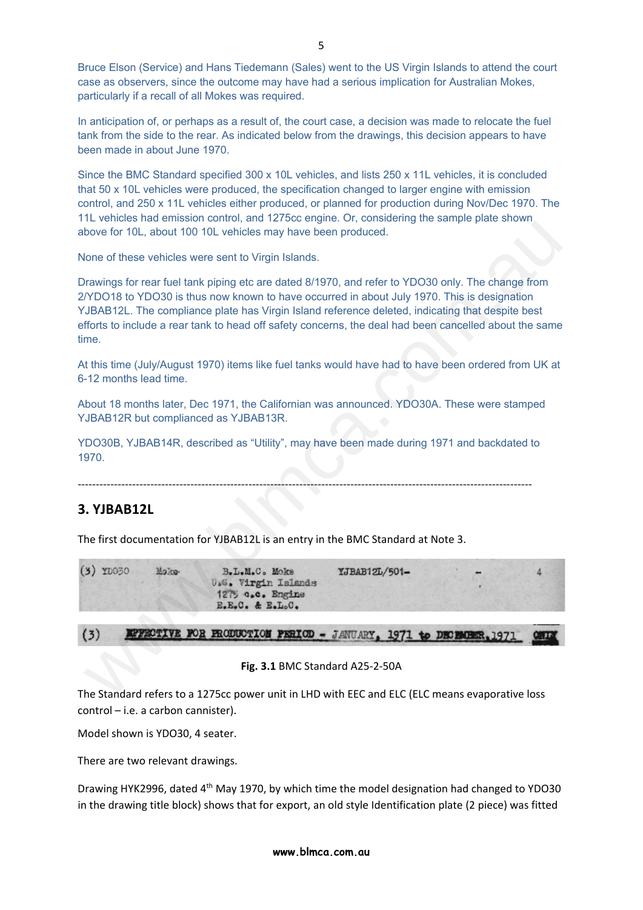Bruce Elson (Service) and Hans Tiedemann (Sales) went to the US Virgin Islands to attend the court case as observers, since the outcome may have had a serious implication for Australian Mokes, particularly if a recall of all Mokes was required.

In anticipation of, or perhaps as a result of, the court case, a decision was made to relocate the fuel tank from the side to the rear. As indicated below from the drawings, this decision appears to have been made in about June 1970.

Since the BMC Standard specified 300 x 10L vehicles, and lists 250 x 11L vehicles, it is concluded that 50 x 10L vehicles were produced, the specification changed to larger engine with emission control, and 250 x 11L vehicles either produced, or planned for production during Nov/Dec 1970. The 11L vehicles had emission control, and 1275cc engine. Or, considering the sample plate shown above for 10L, about 100 10L vehicles may have been produced.

None of these vehicles were sent to Virgin Islands.

Drawings for rear fuel tank piping etc are dated 8/1970, and refer to YDO30 only. The change from 2/YDO18 to YDO30 is thus now known to have occurred in about July 1970. This is designation YJBAB12L. The compliance plate has Virgin Island reference deleted, indicating that despite best efforts to include a rear tank to head off safety concerns, the deal had been cancelled about the same time.

At this time (July/August 1970) items like fuel tanks would have had to have been ordered from UK at 6-12 months lead time.

About 18 months later, Dec 1971, the Californian was announced. YDO30A. These were stamped YJBAB12R but complianced as YJBAB13R.

YDO30B, YJBAB14R, described as "Utility", may have been made during 1971 and backdated to 1970.

---

## 3. YJBAB12L

The first documentation for YJBAB12L is an entry in the BMC Standard at Note 3.

| (3) YDO30 | Moke | B.L.M.C. Moke U.S. Virgin Islands 1275 c.c. Engine E.E.C. & E.L.C. | YJBAB12L/501- | - | 4 |
|---|---|---|---|---|---|

(3) EFFECTIVE FOR PRODUCTION PERIOD - JANUARY, 1971 to DECEMBER, 1971 ONLY

**Fig. 3.1** BMC Standard A25-2-50A

The Standard refers to a 1275cc power unit in LHD with EEC and ELC (ELC means evaporative loss control – i.e. a carbon cannister).

Model shown is YDO30, 4 seater.

There are two relevant drawings.

Drawing HYK2996, dated 4th May 1970, by which time the model designation had changed to YDO30 in the drawing title block) shows that for export, an old style Identification plate (2 piece) was fitted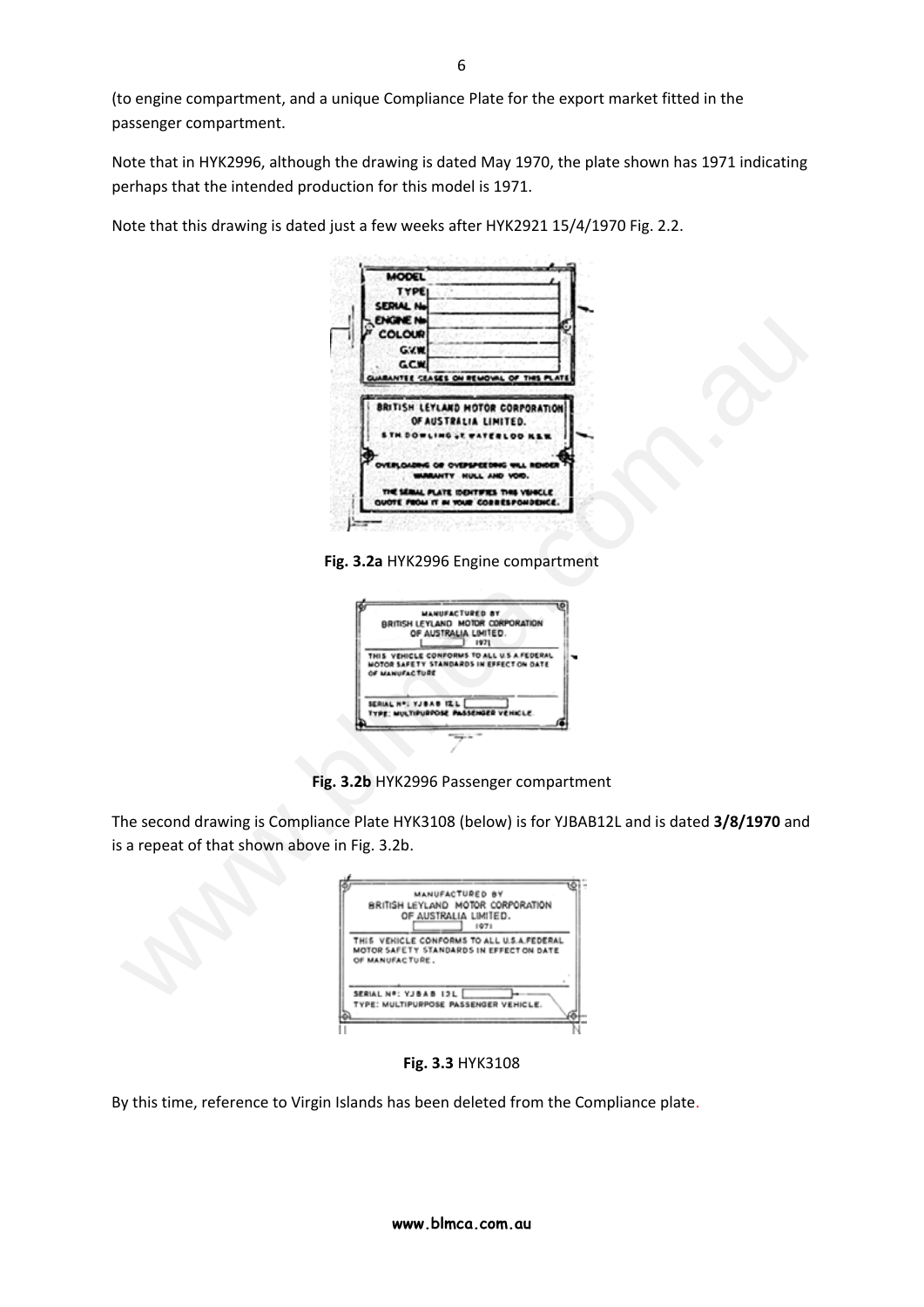(to engine compartment, and a unique Compliance Plate for the export market fitted in the passenger compartment.

Note that in HYK2996, although the drawing is dated May 1970, the plate shown has 1971 indicating perhaps that the intended production for this model is 1971.

Note that this drawing is dated just a few weeks after HYK2921 15/4/1970 Fig. 2.2.

**Fig. 3.2a** HYK2996 Engine compartment

**Fig. 3.2b** HYK2996 Passenger compartment

The second drawing is Compliance Plate HYK3108 (below) is for YJBAB12L and is dated **3/8/1970** and is a repeat of that shown above in Fig. 3.2b.

**Fig. 3.3** HYK3108

By this time, reference to Virgin Islands has been deleted from the Compliance plate.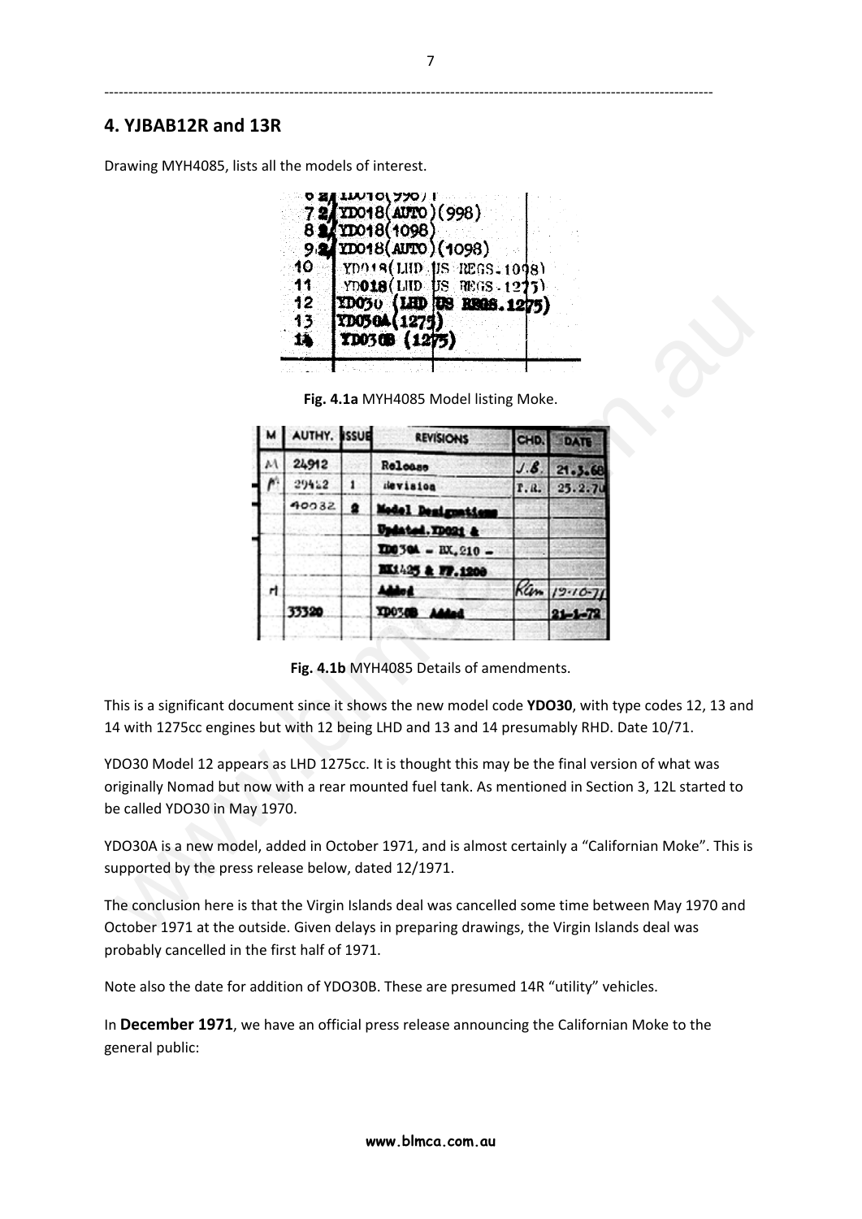## 4. YJBAB12R and 13R

Drawing MYH4085, lists all the models of interest.

| | |
|---|---|
| 6 | YD018(998) |
| 7 | YD018(AUTO)(998) |
| 8 | YD018(1098) |
| 9 | YD018(AUTO)(1098) |
| 10 | YD018(LHD US REGS.1098) |
| 11 | YD018(LHD US REGS.1275) |
| 12 | YD030 (LHD US REGS.1275) |
| 13 | YD030A(1275) |
| 14 | YD030B (1275) |

**Fig. 4.1a** MYH4085 Model listing Moke.

| M | AUTHY. | ISSUE | REVISIONS | CHD. | DATE |
|---|---|---|---|---|---|
| M | 24912 | | Release | J.B. | 21.3.68 |
| M | 29412 | 1 | Revision | T.R. | 25.2.70 |
| | 40032 | 2 | Model Designations | | |
| | | | Updated.YD021 & | | |
| | | | YD030A – RX.210 – | | |
| | | | RX1425 & FF.1200 | | |
| rl | | | Added | Ram | 19-10-71 |
| | 33320 | | YD030B Added | | 21-1-72 |

**Fig. 4.1b** MYH4085 Details of amendments.

This is a significant document since it shows the new model code **YDO30**, with type codes 12, 13 and 14 with 1275cc engines but with 12 being LHD and 13 and 14 presumably RHD. Date 10/71.

YDO30 Model 12 appears as LHD 1275cc. It is thought this may be the final version of what was originally Nomad but now with a rear mounted fuel tank. As mentioned in Section 3, 12L started to be called YDO30 in May 1970.

YDO30A is a new model, added in October 1971, and is almost certainly a "Californian Moke". This is supported by the press release below, dated 12/1971.

The conclusion here is that the Virgin Islands deal was cancelled some time between May 1970 and October 1971 at the outside. Given delays in preparing drawings, the Virgin Islands deal was probably cancelled in the first half of 1971.

Note also the date for addition of YDO30B. These are presumed 14R "utility" vehicles.

In **December 1971**, we have an official press release announcing the Californian Moke to the general public: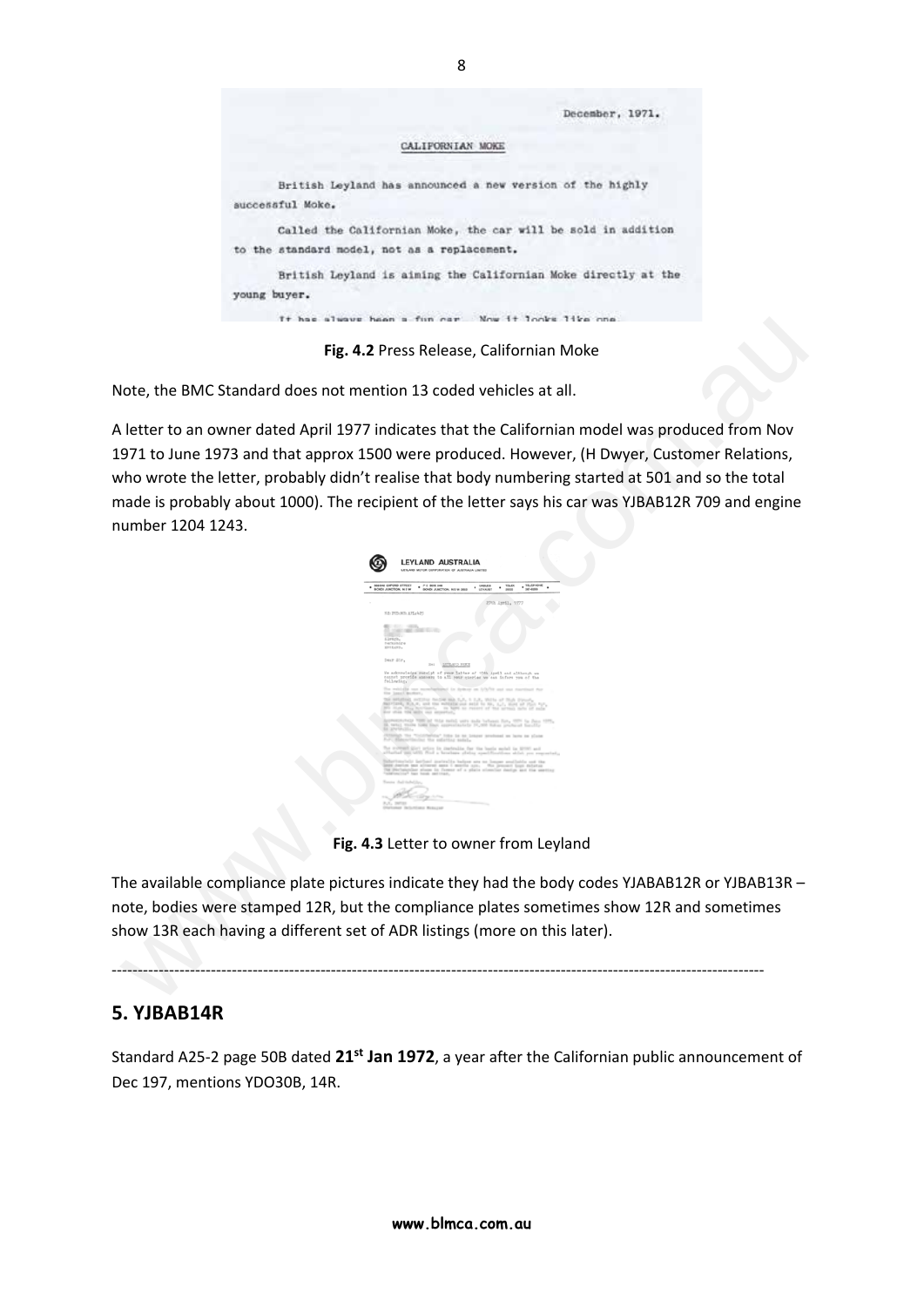**Fig. 4.2** Press Release, Californian Moke

Note, the BMC Standard does not mention 13 coded vehicles at all.

A letter to an owner dated April 1977 indicates that the Californian model was produced from Nov 1971 to June 1973 and that approx 1500 were produced. However, (H Dwyer, Customer Relations, who wrote the letter, probably didn't realise that body numbering started at 501 and so the total made is probably about 1000). The recipient of the letter says his car was YJBAB12R 709 and engine number 1204 1243.

**Fig. 4.3** Letter to owner from Leyland

The available compliance plate pictures indicate they had the body codes YJABAB12R or YJBAB13R – note, bodies were stamped 12R, but the compliance plates sometimes show 12R and sometimes show 13R each having a different set of ADR listings (more on this later).

---

## 5. YJBAB14R

Standard A25-2 page 50B dated **21st Jan 1972**, a year after the Californian public announcement of Dec 197, mentions YDO30B, 14R.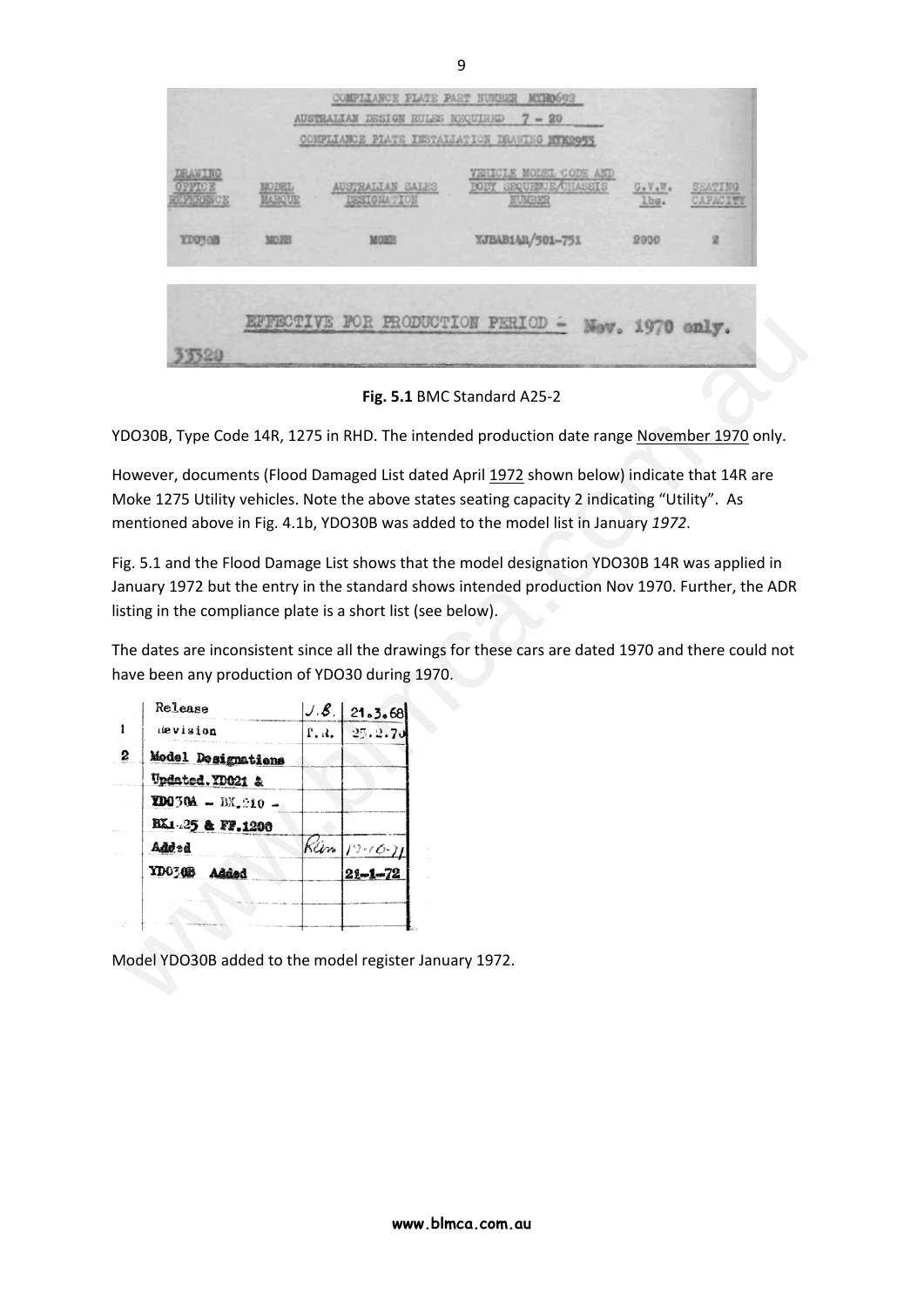COMPLIANCE PLATE PART NUMBER MYH0692

AUSTRALIAN DESIGN RULES REQUIRED 7 - 20

COMPLIANCE PLATE INSTALLATION DRAWING HYK2955

| DRAWING OFFICE REFERENCE | MODEL MARQUE | AUSTRALIAN SALES DESIGNATION | VEHICLE MODEL CODE AND BODY SEQUENCE/CHASSIS NUMBER | G.V.W. lbs. | SEATING CAPACITY |
|---|---|---|---|---|---|
| YDO30B | MOKE | MOKE | YJBAB1AR/501-751 | 2000 | 2 |

EFFECTIVE FOR PRODUCTION PERIOD - Nov. 1970 only.

33520

**Fig. 5.1** BMC Standard A25-2

YDO30B, Type Code 14R, 1275 in RHD. The intended production date range November 1970 only.

However, documents (Flood Damaged List dated April 1972 shown below) indicate that 14R are Moke 1275 Utility vehicles. Note the above states seating capacity 2 indicating "Utility". As mentioned above in Fig. 4.1b, YDO30B was added to the model list in January *1972*.

Fig. 5.1 and the Flood Damage List shows that the model designation YDO30B 14R was applied in January 1972 but the entry in the standard shows intended production Nov 1970. Further, the ADR listing in the compliance plate is a short list (see below).

The dates are inconsistent since all the drawings for these cars are dated 1970 and there could not have been any production of YDO30 during 1970.

| | | | |
|---|---|---|---|
| | Release | J.B. | 21.3.68 |
| 1 | Revision | P.R. | 25.2.70 |
| 2 | Model Designations Updated. YD021 & YD030A - BX.210 - BX1.25 & FF.1200 Added | Rlm | 19-10-71 |
| | YDO30B Added | | 21-1-72 |

Model YDO30B added to the model register January 1972.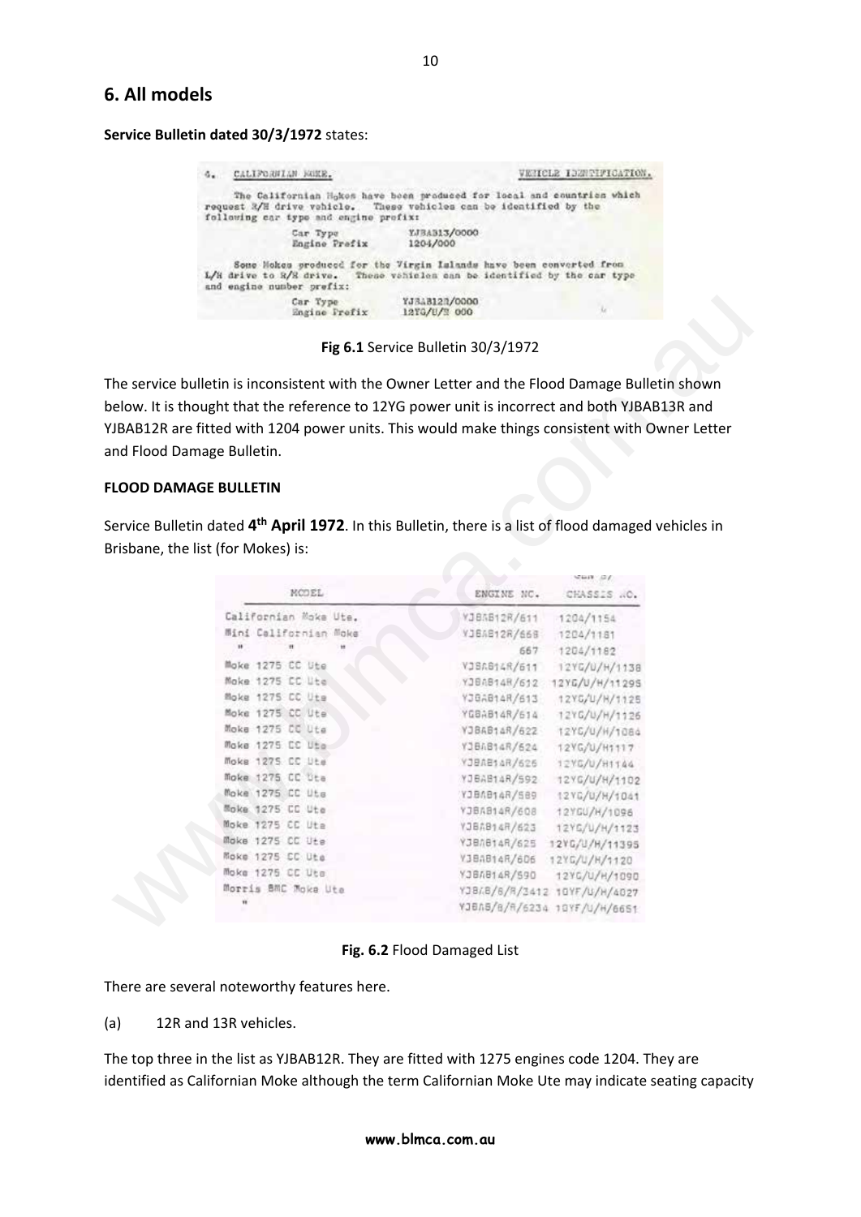## 6. All models

**Service Bulletin dated 30/3/1972** states:

4. CALIFORNIAN MOKE. VEHICLE IDENTIFICATION.

The Californian Mokes have been produced for local and countries which request R/H drive vehicle. These vehicles can be identified by the following car type and engine prefix:

Car Type YJBAB13/0000
Engine Prefix 1204/000

Some Mokes produced for the Virgin Islands have been converted from L/H drive to R/H drive. These vehicles can be identified by the car type and engine number prefix:

Car Type YJBAB12R/0000
Engine Prefix 12YG/U/H 000

**Fig 6.1** Service Bulletin 30/3/1972

The service bulletin is inconsistent with the Owner Letter and the Flood Damage Bulletin shown below. It is thought that the reference to 12YG power unit is incorrect and both YJBAB13R and YJBAB12R are fitted with 1204 power units. This would make things consistent with Owner Letter and Flood Damage Bulletin.

**FLOOD DAMAGE BULLETIN**

Service Bulletin dated **4th April 1972**. In this Bulletin, there is a list of flood damaged vehicles in Brisbane, the list (for Mokes) is:

| MODEL | ENGINE NO. | CHASSIS NO. |
|---|---|---|
| Californian Moke Ute. | YJBAB12R/611 | 1204/1154 |
| Mini Californian Moke | YJBAB12R/668 | 1204/1181 |
| " " " | 667 | 1204/1182 |
| Moke 1275 CC Ute | YJBAB14R/611 | 12YG/U/H/1138 |
| Moke 1275 CC Ute | YJBAB14R/612 | 12YG/U/H/11295 |
| Moke 1275 CC Ute | YJBAB14R/613 | 12YG/U/H/1125 |
| Moke 1275 CC Ute | YGBAB14R/614 | 12YG/U/H/1126 |
| Moke 1275 CC Ute | YJBAB14R/622 | 12YG/U/H/1084 |
| Moke 1275 CC Ute | YJBAB14R/624 | 12YG/U/H1117 |
| Moke 1275 CC Ute | YJBAB14R/626 | 12YG/U/H1144 |
| Moke 1275 CC Ute | YJBAB14R/592 | 12YG/U/H/1102 |
| Moke 1275 CC Ute | YJBAB14R/589 | 12YG/U/H/1041 |
| Moke 1275 CC Ute | YJBAB14R/608 | 12YGU/H/1096 |
| Moke 1275 CC Ute | YJBAB14R/623 | 12YG/U/H/1123 |
| Moke 1275 CC Ute | YJBAB14R/625 | 12YG/U/H/11395 |
| Moke 1275 CC Ute | YJBAB14R/606 | 12YG/U/H/1120 |
| Moke 1275 CC Ute | YJBAB14R/590 | 12YG/U/H/1090 |
| Morris BMC Moke Ute | YJBAB/8/R/3412 | 10YF/U/H/4027 |
| " | YJBAB/8/R/6234 | 10YF/U/H/6651 |

**Fig. 6.2** Flood Damaged List

There are several noteworthy features here.

(a) 12R and 13R vehicles.

The top three in the list as YJBAB12R. They are fitted with 1275 engines code 1204. They are identified as Californian Moke although the term Californian Moke Ute may indicate seating capacity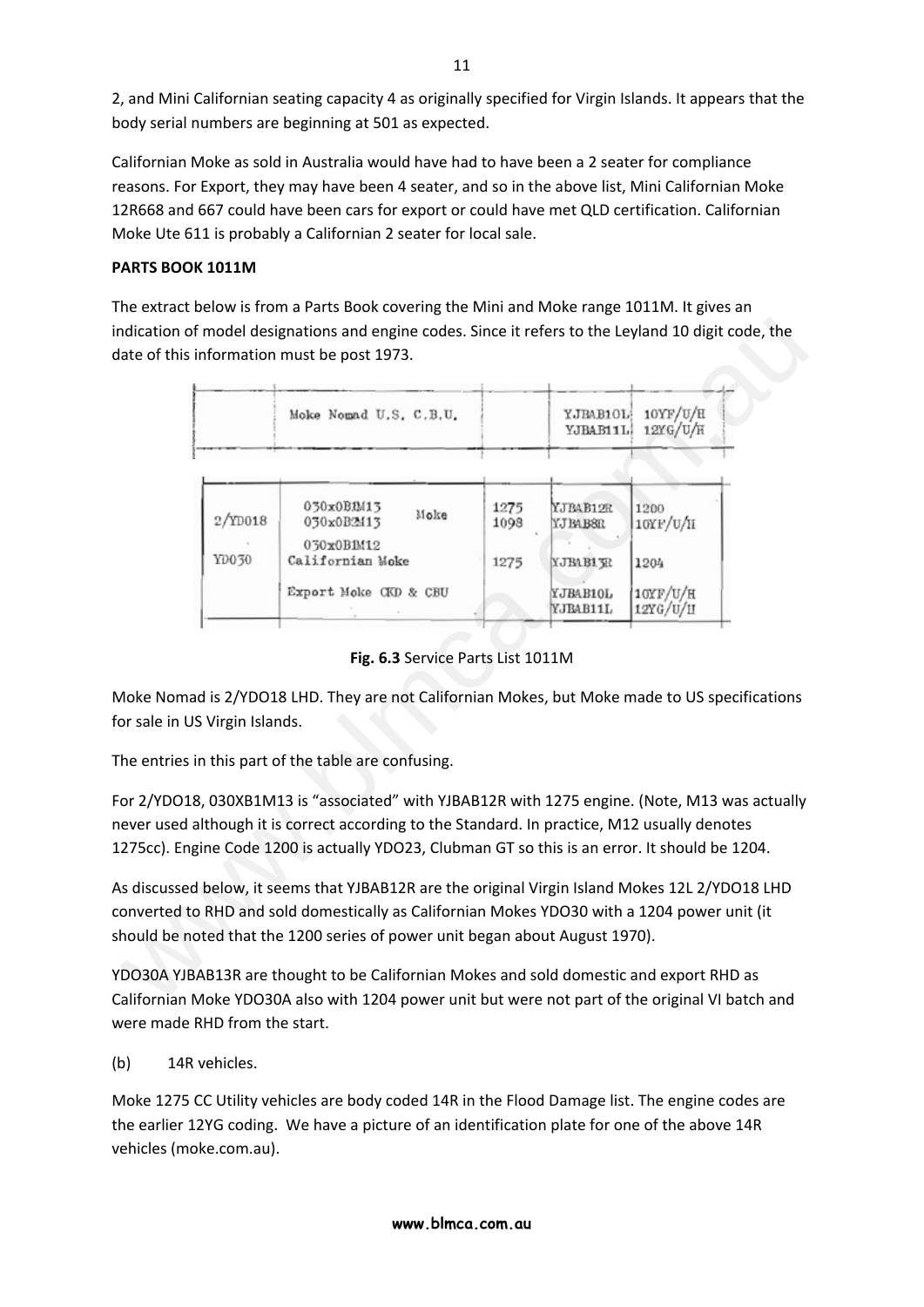2, and Mini Californian seating capacity 4 as originally specified for Virgin Islands. It appears that the body serial numbers are beginning at 501 as expected.

Californian Moke as sold in Australia would have had to have been a 2 seater for compliance reasons. For Export, they may have been 4 seater, and so in the above list, Mini Californian Moke 12R668 and 667 could have been cars for export or could have met QLD certification. Californian Moke Ute 611 is probably a Californian 2 seater for local sale.

**PARTS BOOK 1011M**

The extract below is from a Parts Book covering the Mini and Moke range 1011M. It gives an indication of model designations and engine codes. Since it refers to the Leyland 10 digit code, the date of this information must be post 1973.

| | | | | |
|---|---|---|---|---|
| | Moke Nomad U.S. C.B.U. | | YJBAB10L<br>YJBAB11L | 10YF/U/H<br>12YG/U/H |

| | | | | |
|---|---|---|---|---|
| 2/YD018 | 030x0B1M13 Moke<br>030x0B2M13 | 1275<br>1098 | YJBAB12R<br>YJBAB8R | 1200<br>10YF/U/H |
| YD030 | 030x0B1M12<br>Californian Moke | 1275 | YJBAB13R | 1204 |
| | Export Moke CKD & CBU | | YJBAB10L<br>YJBAB11L | 10YF/U/H<br>12YG/U/H |

**Fig. 6.3** Service Parts List 1011M

Moke Nomad is 2/YDO18 LHD. They are not Californian Mokes, but Moke made to US specifications for sale in US Virgin Islands.

The entries in this part of the table are confusing.

For 2/YDO18, 030XB1M13 is "associated" with YJBAB12R with 1275 engine. (Note, M13 was actually never used although it is correct according to the Standard. In practice, M12 usually denotes 1275cc). Engine Code 1200 is actually YDO23, Clubman GT so this is an error. It should be 1204.

As discussed below, it seems that YJBAB12R are the original Virgin Island Mokes 12L 2/YDO18 LHD converted to RHD and sold domestically as Californian Mokes YDO30 with a 1204 power unit (it should be noted that the 1200 series of power unit began about August 1970).

YDO30A YJBAB13R are thought to be Californian Mokes and sold domestic and export RHD as Californian Moke YDO30A also with 1204 power unit but were not part of the original VI batch and were made RHD from the start.

(b) 14R vehicles.

Moke 1275 CC Utility vehicles are body coded 14R in the Flood Damage list. The engine codes are the earlier 12YG coding. We have a picture of an identification plate for one of the above 14R vehicles (moke.com.au).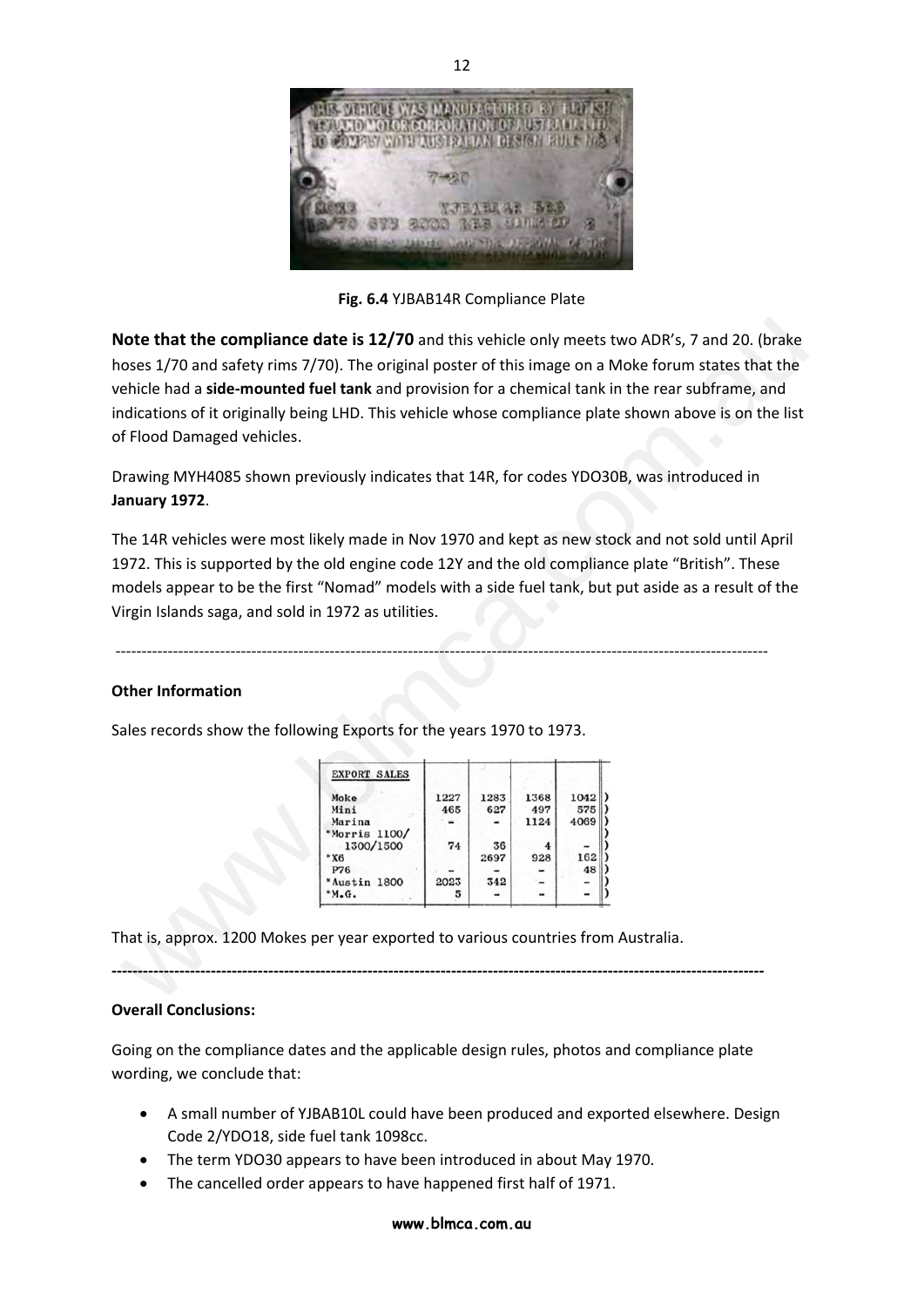**Fig. 6.4** YJBAB14R Compliance Plate

**Note that the compliance date is 12/70** and this vehicle only meets two ADR's, 7 and 20. (brake hoses 1/70 and safety rims 7/70). The original poster of this image on a Moke forum states that the vehicle had a **side-mounted fuel tank** and provision for a chemical tank in the rear subframe, and indications of it originally being LHD. This vehicle whose compliance plate shown above is on the list of Flood Damaged vehicles.

Drawing MYH4085 shown previously indicates that 14R, for codes YDO30B, was introduced in **January 1972**.

The 14R vehicles were most likely made in Nov 1970 and kept as new stock and not sold until April 1972. This is supported by the old engine code 12Y and the old compliance plate "British". These models appear to be the first "Nomad" models with a side fuel tank, but put aside as a result of the Virgin Islands saga, and sold in 1972 as utilities.

---

**Other Information**

Sales records show the following Exports for the years 1970 to 1973.

| EXPORT SALES | | | | |
|---|---|---|---|---|
| Moke | 1227 | 1283 | 1368 | 1042 |
| Mini | 465 | 627 | 497 | 575 |
| Marina | - | - | 1124 | 4069 |
| *Morris 1100/ 1300/1500 | 74 | 36 | 4 | - |
| *X6 | | 2697 | 928 | 162 |
| P76 | - | - | - | 48 |
| *Austin 1800 | 2023 | 342 | - | - |
| *M.G. | 5 | - | - | - |

That is, approx. 1200 Mokes per year exported to various countries from Australia.

---

**Overall Conclusions:**

Going on the compliance dates and the applicable design rules, photos and compliance plate wording, we conclude that:

- A small number of YJBAB10L could have been produced and exported elsewhere. Design Code 2/YDO18, side fuel tank 1098cc.
- The term YDO30 appears to have been introduced in about May 1970.
- The cancelled order appears to have happened first half of 1971.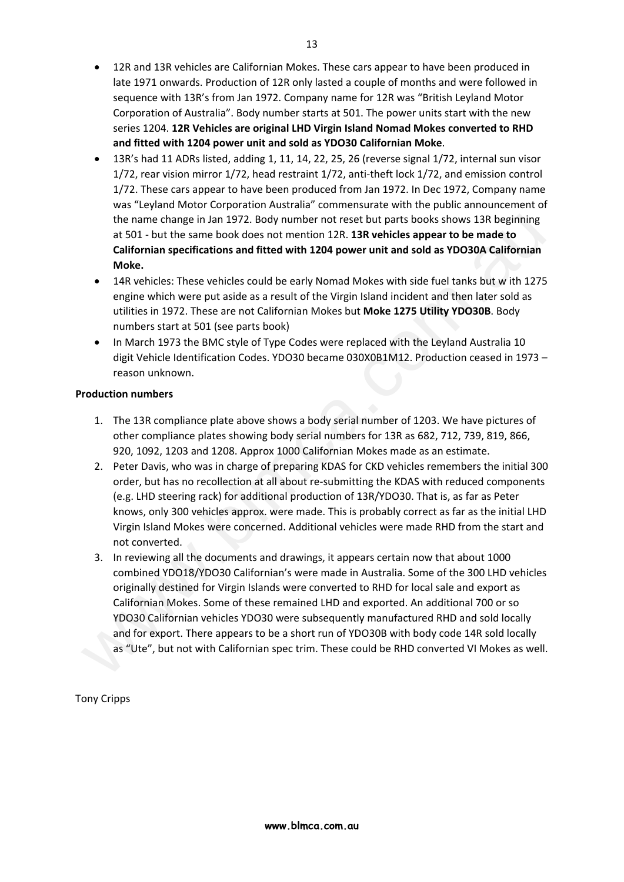- 12R and 13R vehicles are Californian Mokes. These cars appear to have been produced in late 1971 onwards. Production of 12R only lasted a couple of months and were followed in sequence with 13R's from Jan 1972. Company name for 12R was "British Leyland Motor Corporation of Australia". Body number starts at 501. The power units start with the new series 1204. **12R Vehicles are original LHD Virgin Island Nomad Mokes converted to RHD and fitted with 1204 power unit and sold as YDO30 Californian Moke**.
- 13R's had 11 ADRs listed, adding 1, 11, 14, 22, 25, 26 (reverse signal 1/72, internal sun visor 1/72, rear vision mirror 1/72, head restraint 1/72, anti-theft lock 1/72, and emission control 1/72. These cars appear to have been produced from Jan 1972. In Dec 1972, Company name was "Leyland Motor Corporation Australia" commensurate with the public announcement of the name change in Jan 1972. Body number not reset but parts books shows 13R beginning at 501 - but the same book does not mention 12R. **13R vehicles appear to be made to Californian specifications and fitted with 1204 power unit and sold as YDO30A Californian Moke.**
- 14R vehicles: These vehicles could be early Nomad Mokes with side fuel tanks but w ith 1275 engine which were put aside as a result of the Virgin Island incident and then later sold as utilities in 1972. These are not Californian Mokes but **Moke 1275 Utility YDO30B**. Body numbers start at 501 (see parts book)
- In March 1973 the BMC style of Type Codes were replaced with the Leyland Australia 10 digit Vehicle Identification Codes. YDO30 became 030X0B1M12. Production ceased in 1973 – reason unknown.

**Production numbers**

1. The 13R compliance plate above shows a body serial number of 1203. We have pictures of other compliance plates showing body serial numbers for 13R as 682, 712, 739, 819, 866, 920, 1092, 1203 and 1208. Approx 1000 Californian Mokes made as an estimate.
2. Peter Davis, who was in charge of preparing KDAS for CKD vehicles remembers the initial 300 order, but has no recollection at all about re-submitting the KDAS with reduced components (e.g. LHD steering rack) for additional production of 13R/YDO30. That is, as far as Peter knows, only 300 vehicles approx. were made. This is probably correct as far as the initial LHD Virgin Island Mokes were concerned. Additional vehicles were made RHD from the start and not converted.
3. In reviewing all the documents and drawings, it appears certain now that about 1000 combined YDO18/YDO30 Californian's were made in Australia. Some of the 300 LHD vehicles originally destined for Virgin Islands were converted to RHD for local sale and export as Californian Mokes. Some of these remained LHD and exported. An additional 700 or so YDO30 Californian vehicles YDO30 were subsequently manufactured RHD and sold locally and for export. There appears to be a short run of YDO30B with body code 14R sold locally as "Ute", but not with Californian spec trim. These could be RHD converted VI Mokes as well.

Tony Cripps